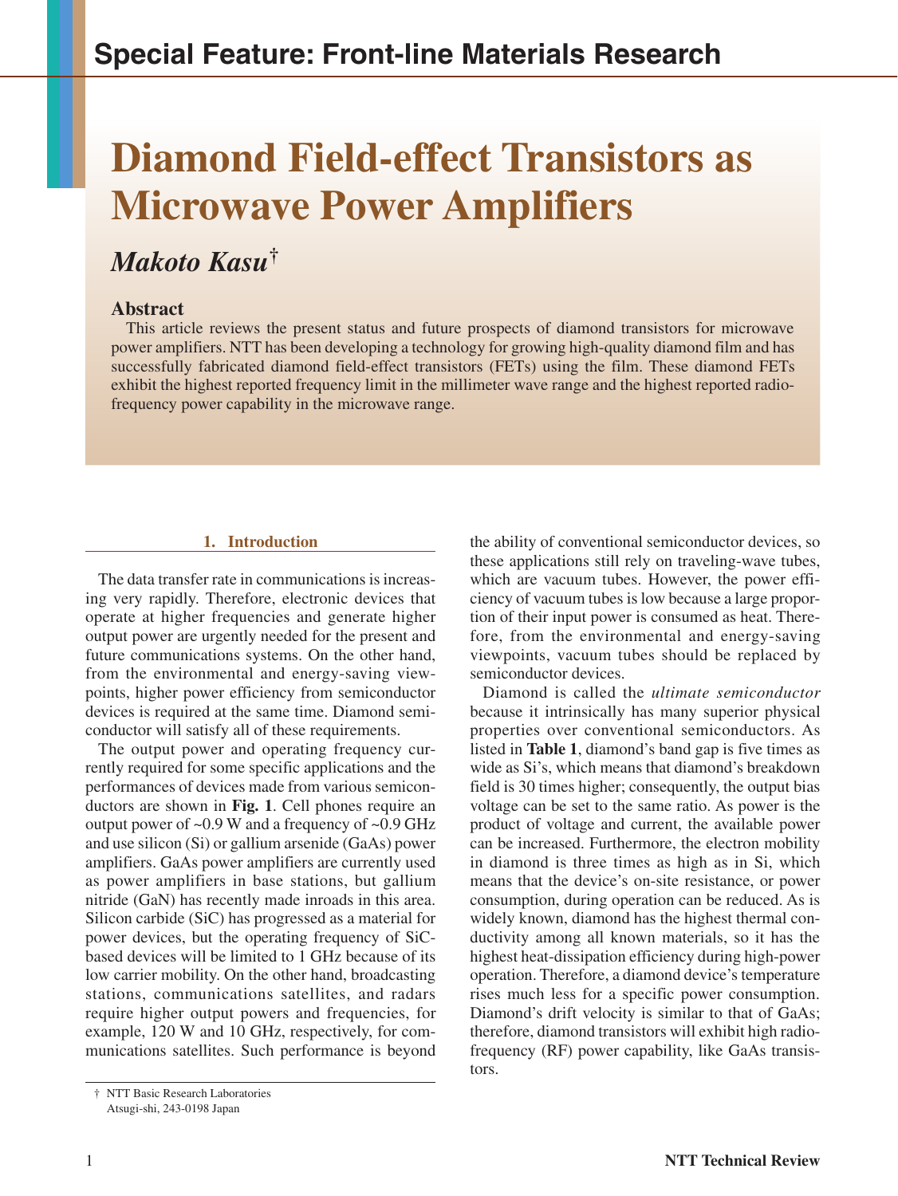Special Feature: Front-line Materials Research

# Diamond Field-effect Transistors as Microwave Power Amplifiers

## *Makoto Kasu*†

### Abstract

This article reviews the present status and future prospects of diamond transistors for microwave power amplifiers. NTT has been developing a technology for growing high-quality diamond film and has successfully fabricated diamond field-effect transistors (FETs) using the film. These diamond FETs exhibit the highest reported frequency limit in the millimeter wave range and the highest reported radio-frequency power capability in the microwave range.

## 1. Introduction

The data transfer rate in communications is increasing very rapidly. Therefore, electronic devices that operate at higher frequencies and generate higher output power are urgently needed for the present and future communications systems. On the other hand, from the environmental and energy-saving viewpoints, higher power efficiency from semiconductor devices is required at the same time. Diamond semiconductor will satisfy all of these requirements.

The output power and operating frequency currently required for some specific applications and the performances of devices made from various semiconductors are shown in **Fig. 1**. Cell phones require an output power of ~0.9 W and a frequency of ~0.9 GHz and use silicon (Si) or gallium arsenide (GaAs) power amplifiers. GaAs power amplifiers are currently used as power amplifiers in base stations, but gallium nitride (GaN) has recently made inroads in this area. Silicon carbide (SiC) has progressed as a material for power devices, but the operating frequency of SiC-based devices will be limited to 1 GHz because of its low carrier mobility. On the other hand, broadcasting stations, communications satellites, and radars require higher output powers and frequencies, for example, 120 W and 10 GHz, respectively, for communications satellites. Such performance is beyond the ability of conventional semiconductor devices, so these applications still rely on traveling-wave tubes, which are vacuum tubes. However, the power efficiency of vacuum tubes is low because a large proportion of their input power is consumed as heat. Therefore, from the environmental and energy-saving viewpoints, vacuum tubes should be replaced by semiconductor devices.

Diamond is called the *ultimate semiconductor* because it intrinsically has many superior physical properties over conventional semiconductors. As listed in **Table 1**, diamond's band gap is five times as wide as Si's, which means that diamond's breakdown field is 30 times higher; consequently, the output bias voltage can be set to the same ratio. As power is the product of voltage and current, the available power can be increased. Furthermore, the electron mobility in diamond is three times as high as in Si, which means that the device's on-site resistance, or power consumption, during operation can be reduced. As is widely known, diamond has the highest thermal conductivity among all known materials, so it has the highest heat-dissipation efficiency during high-power operation. Therefore, a diamond device's temperature rises much less for a specific power consumption. Diamond's drift velocity is similar to that of GaAs; therefore, diamond transistors will exhibit high radio-frequency (RF) power capability, like GaAs transistors.

† NTT Basic Research Laboratories
Atsugi-shi, 243-0198 Japan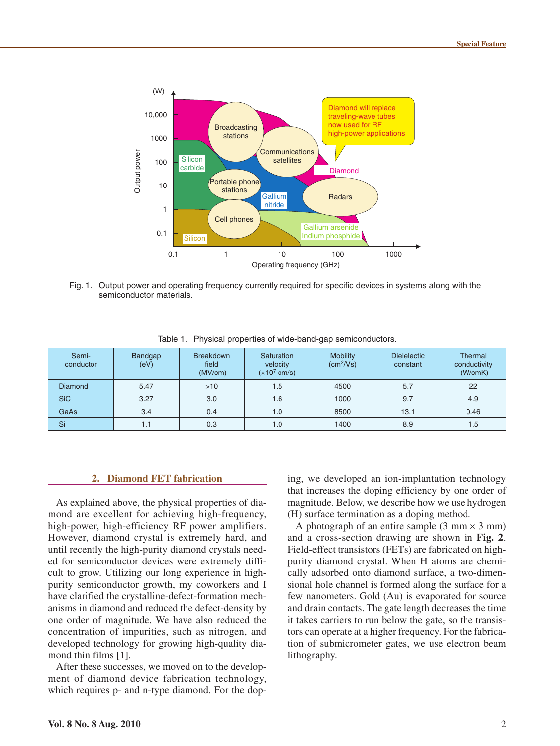Fig. 1. Output power and operating frequency currently required for specific devices in systems along with the semiconductor materials.

Table 1. Physical properties of wide-band-gap semiconductors.

| Semi-conductor | Bandgap (eV) | Breakdown field (MV/cm) | Saturation velocity ($\times 10^7$ cm/s) | Mobility ($cm^2$/Vs) | Dielelectic constant | Thermal conductivity (W/cmK) |
|---|---|---|---|---|---|---|
| Diamond | 5.47 | >10 | 1.5 | 4500 | 5.7 | 22 |
| SiC | 3.27 | 3.0 | 1.6 | 1000 | 9.7 | 4.9 |
| GaAs | 3.4 | 0.4 | 1.0 | 8500 | 13.1 | 0.46 |
| Si | 1.1 | 0.3 | 1.0 | 1400 | 8.9 | 1.5 |

## 2. Diamond FET fabrication

As explained above, the physical properties of diamond are excellent for achieving high-frequency, high-power, high-efficiency RF power amplifiers. However, diamond crystal is extremely hard, and until recently the high-purity diamond crystals needed for semiconductor devices were extremely difficult to grow. Utilizing our long experience in high-purity semiconductor growth, my coworkers and I have clarified the crystalline-defect-formation mechanisms in diamond and reduced the defect-density by one order of magnitude. We have also reduced the concentration of impurities, such as nitrogen, and developed technology for growing high-quality diamond thin films [1].

After these successes, we moved on to the development of diamond device fabrication technology, which requires p- and n-type diamond. For the doping, we developed an ion-implantation technology that increases the doping efficiency by one order of magnitude. Below, we describe how we use hydrogen (H) surface termination as a doping method.

A photograph of an entire sample (3 mm × 3 mm) and a cross-section drawing are shown in **Fig. 2**. Field-effect transistors (FETs) are fabricated on high-purity diamond crystal. When H atoms are chemically adsorbed onto diamond surface, a two-dimensional hole channel is formed along the surface for a few nanometers. Gold (Au) is evaporated for source and drain contacts. The gate length decreases the time it takes carriers to run below the gate, so the transistors can operate at a higher frequency. For the fabrication of submicrometer gates, we use electron beam lithography.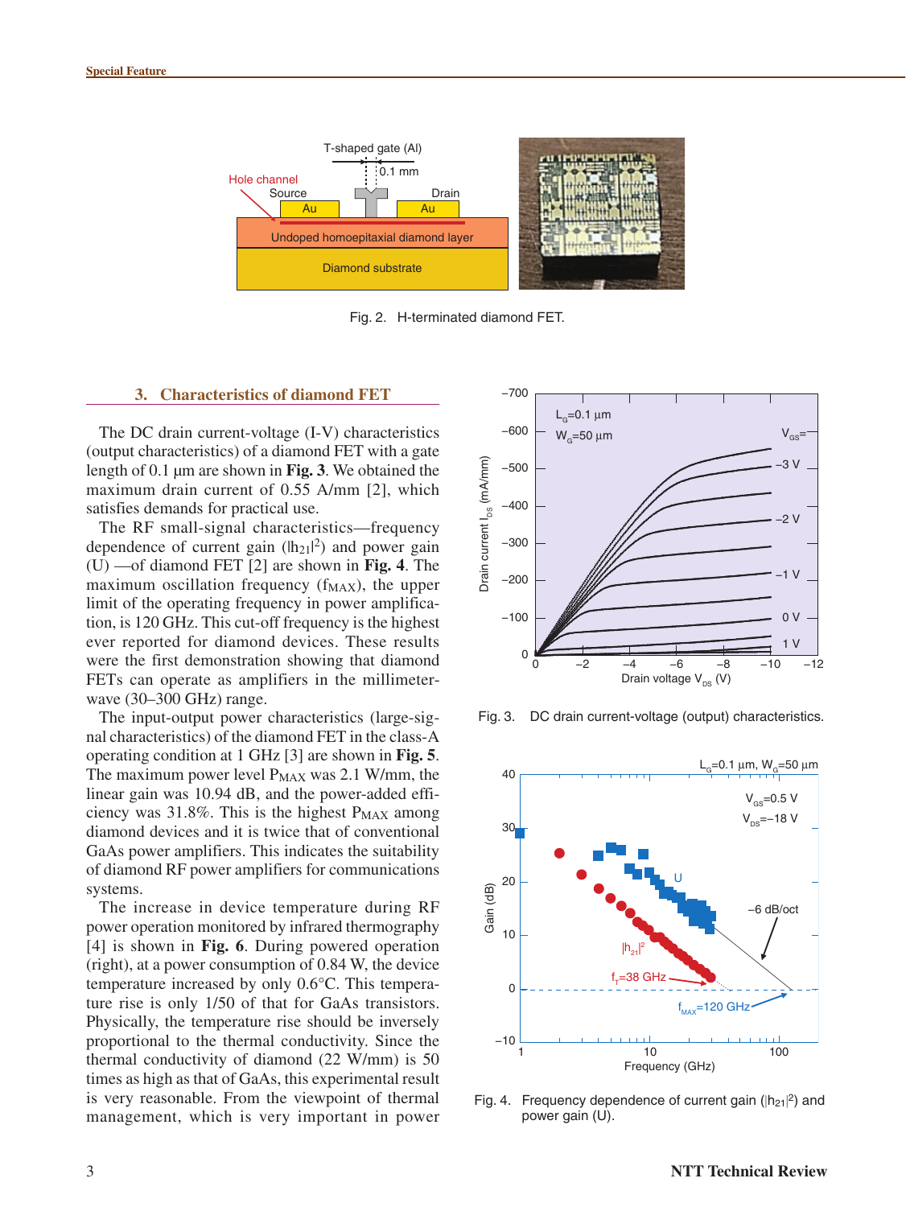Fig. 2. H-terminated diamond FET.

## 3. Characteristics of diamond FET

The DC drain current-voltage (I-V) characteristics (output characteristics) of a diamond FET with a gate length of 0.1 µm are shown in **Fig. 3**. We obtained the maximum drain current of 0.55 A/mm [2], which satisfies demands for practical use.

The RF small-signal characteristics—frequency dependence of current gain ($|h_{21}|^2$) and power gain (U) —of diamond FET [2] are shown in **Fig. 4**. The maximum oscillation frequency ($f_{MAX}$), the upper limit of the operating frequency in power amplification, is 120 GHz. This cut-off frequency is the highest ever reported for diamond devices. These results were the first demonstration showing that diamond FETs can operate as amplifiers in the millimeter-wave (30–300 GHz) range.

The input-output power characteristics (large-signal characteristics) of the diamond FET in the class-A operating condition at 1 GHz [3] are shown in **Fig. 5**. The maximum power level $P_{MAX}$ was 2.1 W/mm, the linear gain was 10.94 dB, and the power-added efficiency was 31.8%. This is the highest $P_{MAX}$ among diamond devices and it is twice that of conventional GaAs power amplifiers. This indicates the suitability of diamond RF power amplifiers for communications systems.

The increase in device temperature during RF power operation monitored by infrared thermography [4] is shown in **Fig. 6**. During powered operation (right), at a power consumption of 0.84 W, the device temperature increased by only 0.6°C. This temperature rise is only 1/50 of that for GaAs transistors. Physically, the temperature rise should be inversely proportional to the thermal conductivity. Since the thermal conductivity of diamond (22 W/mm) is 50 times as high as that of GaAs, this experimental result is very reasonable. From the viewpoint of thermal management, which is very important in power

Fig. 3. DC drain current-voltage (output) characteristics.

Fig. 4. Frequency dependence of current gain ($|h_{21}|^2$) and power gain (U).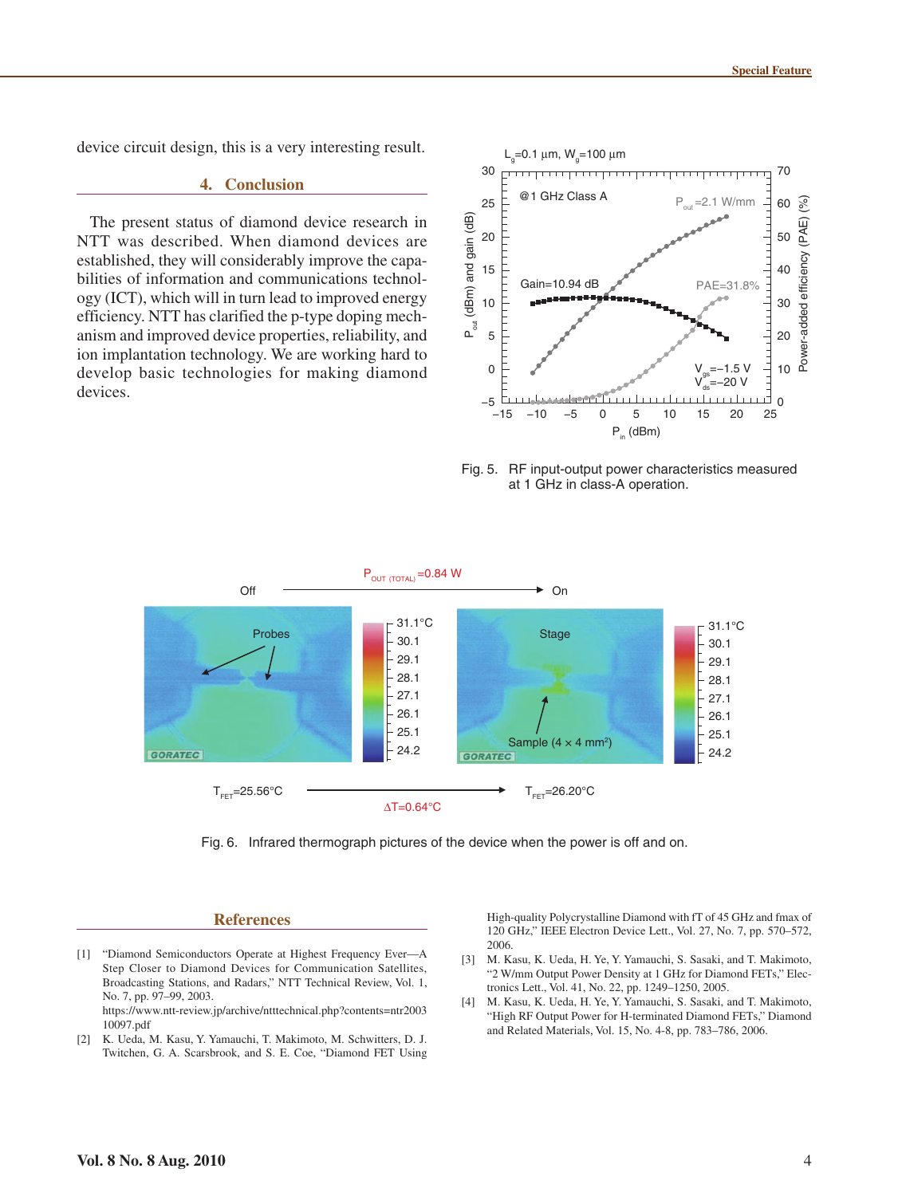device circuit design, this is a very interesting result.

## 4. Conclusion

The present status of diamond device research in NTT was described. When diamond devices are established, they will considerably improve the capabilities of information and communications technology (ICT), which will in turn lead to improved energy efficiency. NTT has clarified the p-type doping mechanism and improved device properties, reliability, and ion implantation technology. We are working hard to develop basic technologies for making diamond devices.

Fig. 5. RF input-output power characteristics measured at 1 GHz in class-A operation.

Fig. 6. Infrared thermograph pictures of the device when the power is off and on.

## References

[1] "Diamond Semiconductors Operate at Highest Frequency Ever—A Step Closer to Diamond Devices for Communication Satellites, Broadcasting Stations, and Radars," NTT Technical Review, Vol. 1, No. 7, pp. 97–99, 2003.
https://www.ntt-review.jp/archive/ntttechnical.php?contents=ntr200310097.pdf

[2] K. Ueda, M. Kasu, Y. Yamauchi, T. Makimoto, M. Schwitters, D. J. Twitchen, G. A. Scarsbrook, and S. E. Coe, "Diamond FET Using High-quality Polycrystalline Diamond with fT of 45 GHz and fmax of 120 GHz," IEEE Electron Device Lett., Vol. 27, No. 7, pp. 570–572, 2006.

[3] M. Kasu, K. Ueda, H. Ye, Y. Yamauchi, S. Sasaki, and T. Makimoto, "2 W/mm Output Power Density at 1 GHz for Diamond FETs," Electronics Lett., Vol. 41, No. 22, pp. 1249–1250, 2005.

[4] M. Kasu, K. Ueda, H. Ye, Y. Yamauchi, S. Sasaki, and T. Makimoto, "High RF Output Power for H-terminated Diamond FETs," Diamond and Related Materials, Vol. 15, No. 4-8, pp. 783–786, 2006.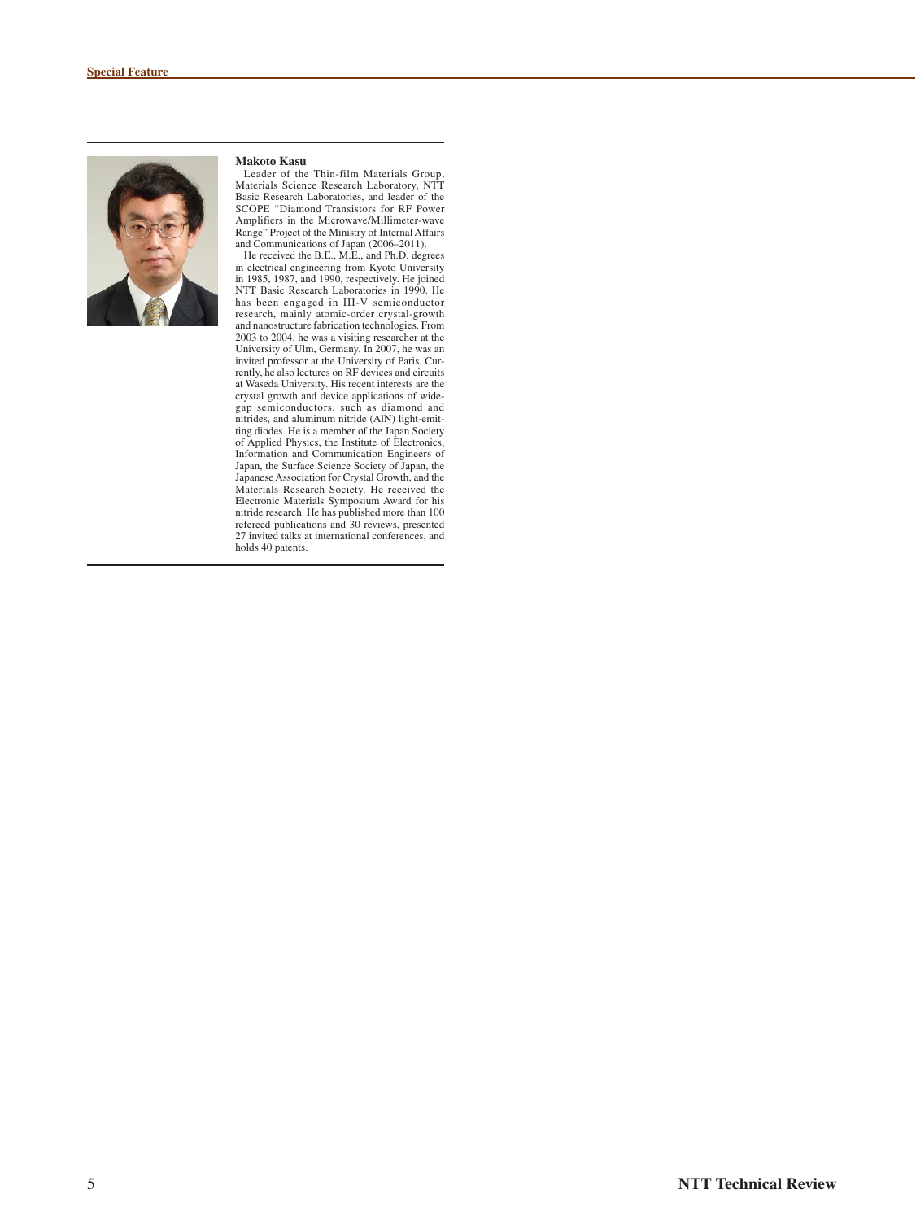**Makoto Kasu**

Leader of the Thin-film Materials Group, Materials Science Research Laboratory, NTT Basic Research Laboratories, and leader of the SCOPE "Diamond Transistors for RF Power Amplifiers in the Microwave/Millimeter-wave Range" Project of the Ministry of Internal Affairs and Communications of Japan (2006–2011).

He received the B.E., M.E., and Ph.D. degrees in electrical engineering from Kyoto University in 1985, 1987, and 1990, respectively. He joined NTT Basic Research Laboratories in 1990. He has been engaged in III-V semiconductor research, mainly atomic-order crystal-growth and nanostructure fabrication technologies. From 2003 to 2004, he was a visiting researcher at the University of Ulm, Germany. In 2007, he was an invited professor at the University of Paris. Currently, he also lectures on RF devices and circuits at Waseda University. His recent interests are the crystal growth and device applications of wide-gap semiconductors, such as diamond and nitrides, and aluminum nitride (AlN) light-emitting diodes. He is a member of the Japan Society of Applied Physics, the Institute of Electronics, Information and Communication Engineers of Japan, the Surface Science Society of Japan, the Japanese Association for Crystal Growth, and the Materials Research Society. He received the Electronic Materials Symposium Award for his nitride research. He has published more than 100 refereed publications and 30 reviews, presented 27 invited talks at international conferences, and holds 40 patents.